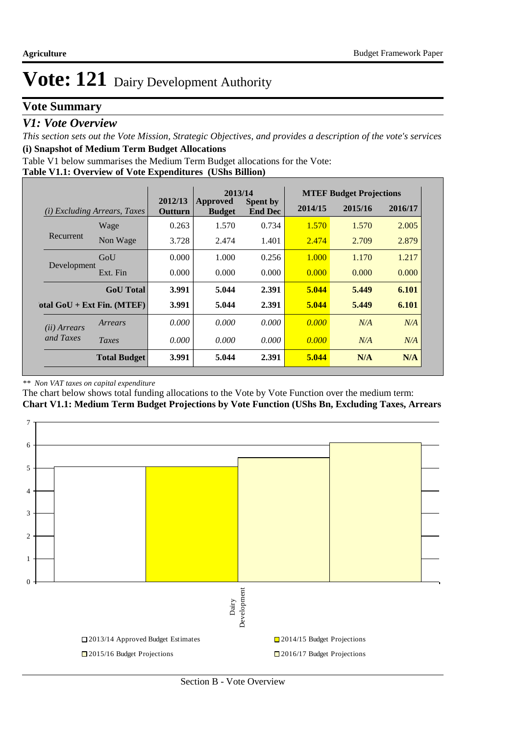# Vote: 121 Dairy Development Authority

## Vote Summary

### *V1: Vote Overview*

*This section sets out the Vote Mission, Strategic Objectives, and provides a description of the vote's services*

**(i) Snapshot of Medium Term Budget Allocations**

Table V1 below summarises the Medium Term Budget allocations for the Vote:

**Table V1.1: Overview of Vote Expenditures (UShs Billion)**

| *(i) Excluding Arrears, Taxes* | | 2012/13 Outturn | 2013/14 Approved Budget | 2013/14 Spent by End Dec | MTEF Budget Projections 2014/15 | 2015/16 | 2016/17 |
|---|---|---|---|---|---|---|---|
| Recurrent | Wage | 0.263 | 1.570 | 0.734 | 1.570 | 1.570 | 2.005 |
| | Non Wage | 3.728 | 2.474 | 1.401 | 2.474 | 2.709 | 2.879 |
| Development | GoU | 0.000 | 1.000 | 0.256 | 1.000 | 1.170 | 1.217 |
| | Ext. Fin | 0.000 | 0.000 | 0.000 | 0.000 | 0.000 | 0.000 |
| | **GoU Total** | **3.991** | **5.044** | **2.391** | **5.044** | **5.449** | **6.101** |
| **Total GoU + Ext Fin. (MTEF)** | | **3.991** | **5.044** | **2.391** | **5.044** | **5.449** | **6.101** |
| *(ii) Arrears and Taxes* | *Arrears* | *0.000* | *0.000* | *0.000* | *0.000* | *N/A* | *N/A* |
| | *Taxes* | *0.000* | *0.000* | *0.000* | *0.000* | *N/A* | *N/A* |
| | **Total Budget** | **3.991** | **5.044** | **2.391** | **5.044** | **N/A** | **N/A** |

*\*\* Non VAT taxes on capital expenditure*

The chart below shows total funding allocations to the Vote by Vote Function over the medium term:

**Chart V1.1: Medium Term Budget Projections by Vote Function (UShs Bn, Excluding Taxes, Arrears**

| Vote Function | 2013/14 Approved Budget Estimates | 2014/15 Budget Projections | 2015/16 Budget Projections | 2016/17 Budget Projections |
|---|---|---|---|---|
| Dairy Development | 5.044 | 5.044 | 5.449 | 6.101 |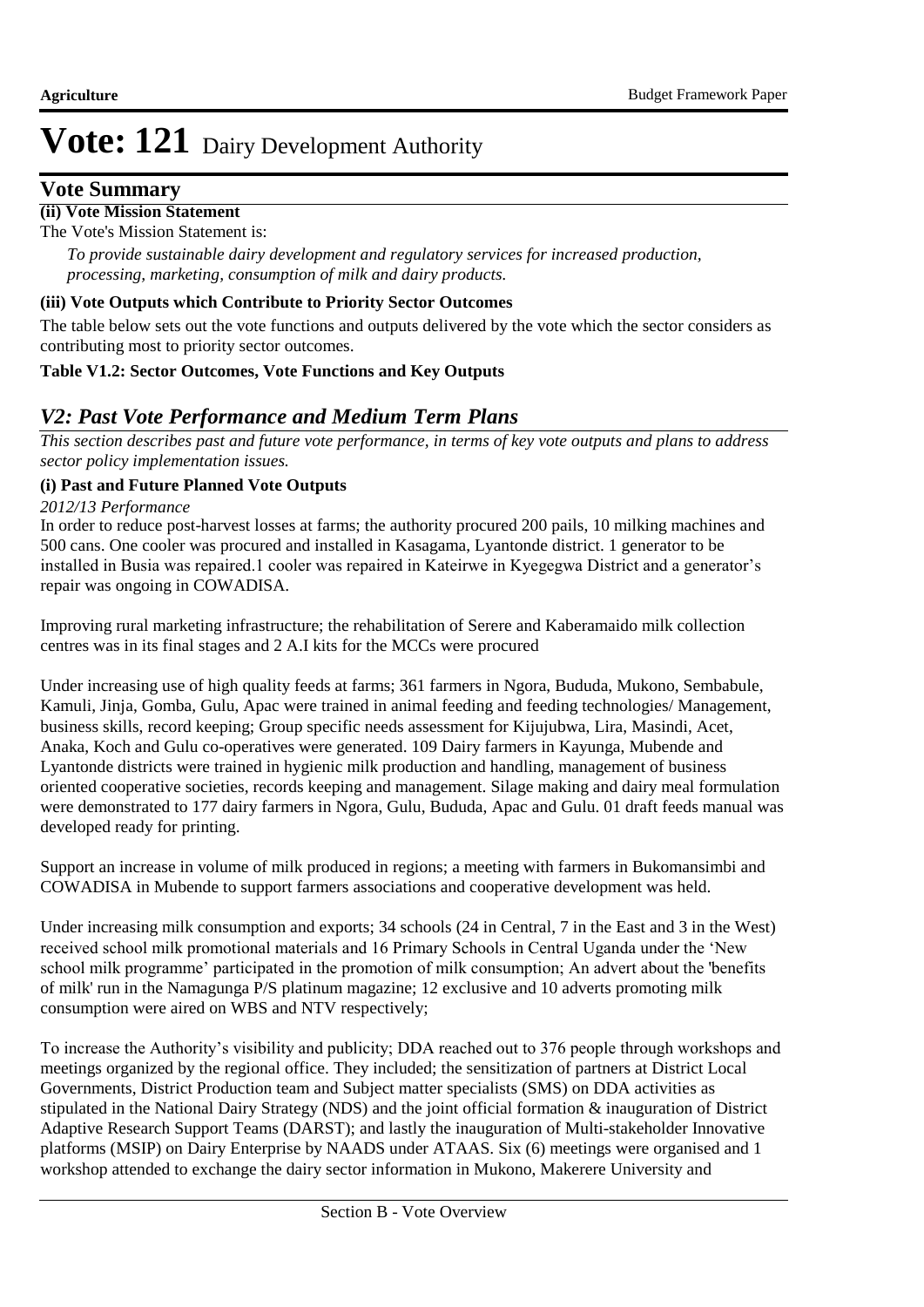# Vote: 121 Dairy Development Authority

## Vote Summary

**(ii) Vote Mission Statement**

The Vote's Mission Statement is:

*To provide sustainable dairy development and regulatory services for increased production, processing, marketing, consumption of milk and dairy products.*

**(iii) Vote Outputs which Contribute to Priority Sector Outcomes**

The table below sets out the vote functions and outputs delivered by the vote which the sector considers as contributing most to priority sector outcomes.

**Table V1.2: Sector Outcomes, Vote Functions and Key Outputs**

## *V2: Past Vote Performance and Medium Term Plans*

*This section describes past and future vote performance, in terms of key vote outputs and plans to address sector policy implementation issues.*

**(i) Past and Future Planned Vote Outputs**

*2012/13 Performance*

In order to reduce post-harvest losses at farms; the authority procured 200 pails, 10 milking machines and 500 cans. One cooler was procured and installed in Kasagama, Lyantonde district. 1 generator to be installed in Busia was repaired.1 cooler was repaired in Kateirwe in Kyegegwa District and a generator's repair was ongoing in COWADISA.

Improving rural marketing infrastructure; the rehabilitation of Serere and Kaberamaido milk collection centres was in its final stages and 2 A.I kits for the MCCs were procured

Under increasing use of high quality feeds at farms; 361 farmers in Ngora, Bududa, Mukono, Sembabule, Kamuli, Jinja, Gomba, Gulu, Apac were trained in animal feeding and feeding technologies/ Management, business skills, record keeping; Group specific needs assessment for Kijujubwa, Lira, Masindi, Acet, Anaka, Koch and Gulu co-operatives were generated. 109 Dairy farmers in Kayunga, Mubende and Lyantonde districts were trained in hygienic milk production and handling, management of business oriented cooperative societies, records keeping and management. Silage making and dairy meal formulation were demonstrated to 177 dairy farmers in Ngora, Gulu, Bududa, Apac and Gulu. 01 draft feeds manual was developed ready for printing.

Support an increase in volume of milk produced in regions; a meeting with farmers in Bukomansimbi and COWADISA in Mubende to support farmers associations and cooperative development was held.

Under increasing milk consumption and exports; 34 schools (24 in Central, 7 in the East and 3 in the West) received school milk promotional materials and 16 Primary Schools in Central Uganda under the 'New school milk programme' participated in the promotion of milk consumption; An advert about the 'benefits of milk' run in the Namagunga P/S platinum magazine; 12 exclusive and 10 adverts promoting milk consumption were aired on WBS and NTV respectively;

To increase the Authority's visibility and publicity; DDA reached out to 376 people through workshops and meetings organized by the regional office. They included; the sensitization of partners at District Local Governments, District Production team and Subject matter specialists (SMS) on DDA activities as stipulated in the National Dairy Strategy (NDS) and the joint official formation & inauguration of District Adaptive Research Support Teams (DARST); and lastly the inauguration of Multi-stakeholder Innovative platforms (MSIP) on Dairy Enterprise by NAADS under ATAAS. Six (6) meetings were organised and 1 workshop attended to exchange the dairy sector information in Mukono, Makerere University and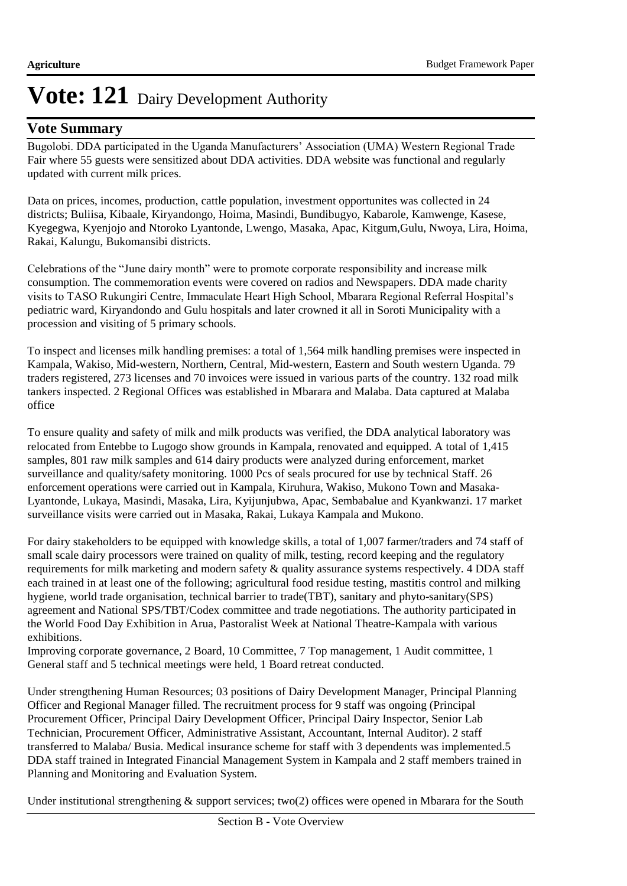# Vote: 121 Dairy Development Authority

## Vote Summary

Bugolobi. DDA participated in the Uganda Manufacturers' Association (UMA) Western Regional Trade Fair where 55 guests were sensitized about DDA activities. DDA website was functional and regularly updated with current milk prices.

Data on prices, incomes, production, cattle population, investment opportunites was collected in 24 districts; Buliisa, Kibaale, Kiryandongo, Hoima, Masindi, Bundibugyo, Kabarole, Kamwenge, Kasese, Kyegegwa, Kyenjojo and Ntoroko Lyantonde, Lwengo, Masaka, Apac, Kitgum,Gulu, Nwoya, Lira, Hoima, Rakai, Kalungu, Bukomansibi districts.

Celebrations of the "June dairy month" were to promote corporate responsibility and increase milk consumption. The commemoration events were covered on radios and Newspapers. DDA made charity visits to TASO Rukungiri Centre, Immaculate Heart High School, Mbarara Regional Referral Hospital's pediatric ward, Kiryandondo and Gulu hospitals and later crowned it all in Soroti Municipality with a procession and visiting of 5 primary schools.

To inspect and licenses milk handling premises: a total of 1,564 milk handling premises were inspected in Kampala, Wakiso, Mid-western, Northern, Central, Mid-western, Eastern and South western Uganda. 79 traders registered, 273 licenses and 70 invoices were issued in various parts of the country. 132 road milk tankers inspected. 2 Regional Offices was established in Mbarara and Malaba. Data captured at Malaba office

To ensure quality and safety of milk and milk products was verified, the DDA analytical laboratory was relocated from Entebbe to Lugogo show grounds in Kampala, renovated and equipped. A total of 1,415 samples, 801 raw milk samples and 614 dairy products were analyzed during enforcement, market surveillance and quality/safety monitoring. 1000 Pcs of seals procured for use by technical Staff. 26 enforcement operations were carried out in Kampala, Kiruhura, Wakiso, Mukono Town and Masaka-Lyantonde, Lukaya, Masindi, Masaka, Lira, Kyijunjubwa, Apac, Sembabalue and Kyankwanzi. 17 market surveillance visits were carried out in Masaka, Rakai, Lukaya Kampala and Mukono.

For dairy stakeholders to be equipped with knowledge skills, a total of 1,007 farmer/traders and 74 staff of small scale dairy processors were trained on quality of milk, testing, record keeping and the regulatory requirements for milk marketing and modern safety & quality assurance systems respectively. 4 DDA staff each trained in at least one of the following; agricultural food residue testing, mastitis control and milking hygiene, world trade organisation, technical barrier to trade(TBT), sanitary and phyto-sanitary(SPS) agreement and National SPS/TBT/Codex committee and trade negotiations. The authority participated in the World Food Day Exhibition in Arua, Pastoralist Week at National Theatre-Kampala with various exhibitions.
Improving corporate governance, 2 Board, 10 Committee, 7 Top management, 1 Audit committee, 1 General staff and 5 technical meetings were held, 1 Board retreat conducted.

Under strengthening Human Resources; 03 positions of Dairy Development Manager, Principal Planning Officer and Regional Manager filled. The recruitment process for 9 staff was ongoing (Principal Procurement Officer, Principal Dairy Development Officer, Principal Dairy Inspector, Senior Lab Technician, Procurement Officer, Administrative Assistant, Accountant, Internal Auditor). 2 staff transferred to Malaba/ Busia. Medical insurance scheme for staff with 3 dependents was implemented.5 DDA staff trained in Integrated Financial Management System in Kampala and 2 staff members trained in Planning and Monitoring and Evaluation System.

Under institutional strengthening & support services; two(2) offices were opened in Mbarara for the South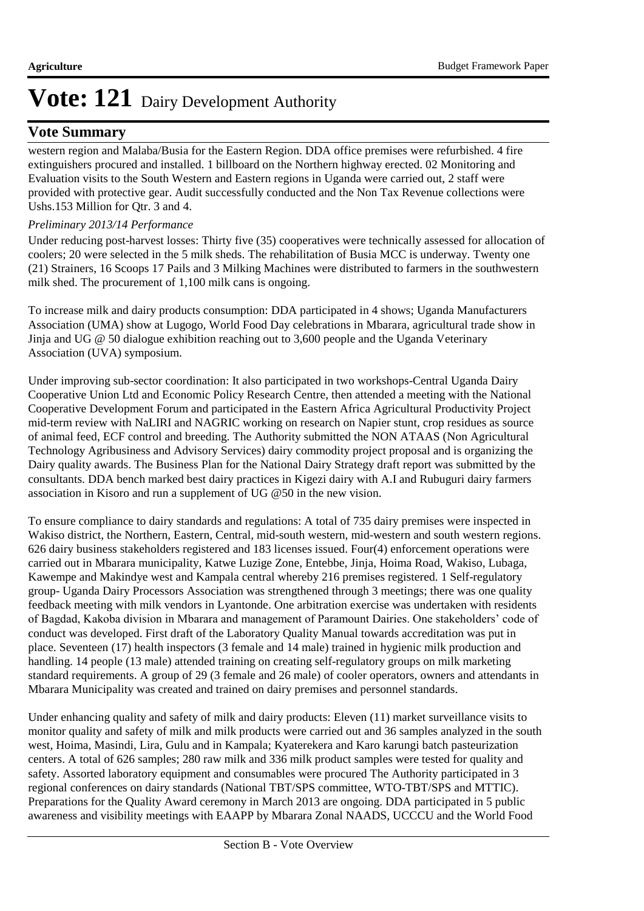# Vote: 121 Dairy Development Authority

## Vote Summary

western region and Malaba/Busia for the Eastern Region. DDA office premises were refurbished. 4 fire extinguishers procured and installed. 1 billboard on the Northern highway erected. 02 Monitoring and Evaluation visits to the South Western and Eastern regions in Uganda were carried out, 2 staff were provided with protective gear. Audit successfully conducted and the Non Tax Revenue collections were Ushs.153 Million for Qtr. 3 and 4.

*Preliminary 2013/14 Performance*

Under reducing post-harvest losses: Thirty five (35) cooperatives were technically assessed for allocation of coolers; 20 were selected in the 5 milk sheds. The rehabilitation of Busia MCC is underway. Twenty one (21) Strainers, 16 Scoops 17 Pails and 3 Milking Machines were distributed to farmers in the southwestern milk shed. The procurement of 1,100 milk cans is ongoing.

To increase milk and dairy products consumption: DDA participated in 4 shows; Uganda Manufacturers Association (UMA) show at Lugogo, World Food Day celebrations in Mbarara, agricultural trade show in Jinja and UG @ 50 dialogue exhibition reaching out to 3,600 people and the Uganda Veterinary Association (UVA) symposium.

Under improving sub-sector coordination: It also participated in two workshops-Central Uganda Dairy Cooperative Union Ltd and Economic Policy Research Centre, then attended a meeting with the National Cooperative Development Forum and participated in the Eastern Africa Agricultural Productivity Project mid-term review with NaLIRI and NAGRIC working on research on Napier stunt, crop residues as source of animal feed, ECF control and breeding. The Authority submitted the NON ATAAS (Non Agricultural Technology Agribusiness and Advisory Services) dairy commodity project proposal and is organizing the Dairy quality awards. The Business Plan for the National Dairy Strategy draft report was submitted by the consultants. DDA bench marked best dairy practices in Kigezi dairy with A.I and Rubuguri dairy farmers association in Kisoro and run a supplement of UG @50 in the new vision.

To ensure compliance to dairy standards and regulations: A total of 735 dairy premises were inspected in Wakiso district, the Northern, Eastern, Central, mid-south western, mid-western and south western regions. 626 dairy business stakeholders registered and 183 licenses issued. Four(4) enforcement operations were carried out in Mbarara municipality, Katwe Luzige Zone, Entebbe, Jinja, Hoima Road, Wakiso, Lubaga, Kawempe and Makindye west and Kampala central whereby 216 premises registered. 1 Self-regulatory group- Uganda Dairy Processors Association was strengthened through 3 meetings; there was one quality feedback meeting with milk vendors in Lyantonde. One arbitration exercise was undertaken with residents of Bagdad, Kakoba division in Mbarara and management of Paramount Dairies. One stakeholders' code of conduct was developed. First draft of the Laboratory Quality Manual towards accreditation was put in place. Seventeen (17) health inspectors (3 female and 14 male) trained in hygienic milk production and handling. 14 people (13 male) attended training on creating self-regulatory groups on milk marketing standard requirements. A group of 29 (3 female and 26 male) of cooler operators, owners and attendants in Mbarara Municipality was created and trained on dairy premises and personnel standards.

Under enhancing quality and safety of milk and dairy products: Eleven (11) market surveillance visits to monitor quality and safety of milk and milk products were carried out and 36 samples analyzed in the south west, Hoima, Masindi, Lira, Gulu and in Kampala; Kyaterekera and Karo karungi batch pasteurization centers. A total of 626 samples; 280 raw milk and 336 milk product samples were tested for quality and safety. Assorted laboratory equipment and consumables were procured The Authority participated in 3 regional conferences on dairy standards (National TBT/SPS committee, WTO-TBT/SPS and MTTIC). Preparations for the Quality Award ceremony in March 2013 are ongoing. DDA participated in 5 public awareness and visibility meetings with EAAPP by Mbarara Zonal NAADS, UCCCU and the World Food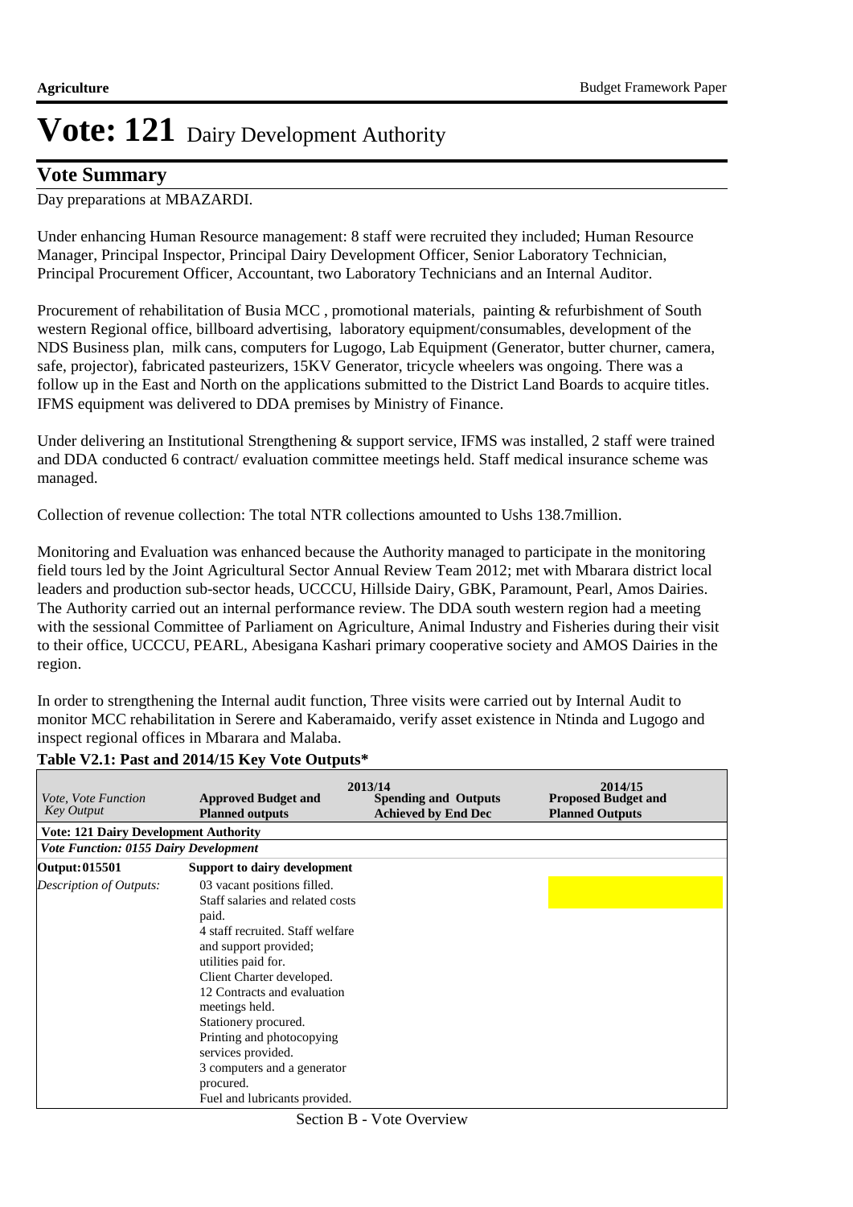# Vote: 121 Dairy Development Authority

## Vote Summary

Day preparations at MBAZARDI.

Under enhancing Human Resource management: 8 staff were recruited they included; Human Resource Manager, Principal Inspector, Principal Dairy Development Officer, Senior Laboratory Technician, Principal Procurement Officer, Accountant, two Laboratory Technicians and an Internal Auditor.

Procurement of rehabilitation of Busia MCC , promotional materials, painting & refurbishment of South western Regional office, billboard advertising, laboratory equipment/consumables, development of the NDS Business plan, milk cans, computers for Lugogo, Lab Equipment (Generator, butter churner, camera, safe, projector), fabricated pasteurizers, 15KV Generator, tricycle wheelers was ongoing. There was a follow up in the East and North on the applications submitted to the District Land Boards to acquire titles. IFMS equipment was delivered to DDA premises by Ministry of Finance.

Under delivering an Institutional Strengthening & support service, IFMS was installed, 2 staff were trained and DDA conducted 6 contract/ evaluation committee meetings held. Staff medical insurance scheme was managed.

Collection of revenue collection: The total NTR collections amounted to Ushs 138.7million.

Monitoring and Evaluation was enhanced because the Authority managed to participate in the monitoring field tours led by the Joint Agricultural Sector Annual Review Team 2012; met with Mbarara district local leaders and production sub-sector heads, UCCCU, Hillside Dairy, GBK, Paramount, Pearl, Amos Dairies. The Authority carried out an internal performance review. The DDA south western region had a meeting with the sessional Committee of Parliament on Agriculture, Animal Industry and Fisheries during their visit to their office, UCCCU, PEARL, Abesigana Kashari primary cooperative society and AMOS Dairies in the region.

In order to strengthening the Internal audit function, Three visits were carried out by Internal Audit to monitor MCC rehabilitation in Serere and Kaberamaido, verify asset existence in Ntinda and Lugogo and inspect regional offices in Mbarara and Malaba.

**Table V2.1: Past and 2014/15 Key Vote Outputs***

| *Vote, Vote Function Key Output* | 2013/14 **Approved Budget and Planned outputs** | 2013/14 **Spending and Outputs Achieved by End Dec** | 2014/15 **Proposed Budget and Planned Outputs** |
|---|---|---|---|
| **Vote: 121 Dairy Development Authority** | | | |
| ***Vote Function: 0155 Dairy Development*** | | | |
| **Output: 015501** | **Support to dairy development** | | |
| *Description of Outputs:* | 03 vacant positions filled.<br>Staff salaries and related costs paid.<br>4 staff recruited. Staff welfare and support provided;<br>utilities paid for.<br>Client Charter developed.<br>12 Contracts and evaluation meetings held.<br>Stationery procured.<br>Printing and photocopying services provided.<br>3 computers and a generator procured.<br>Fuel and lubricants provided. | | |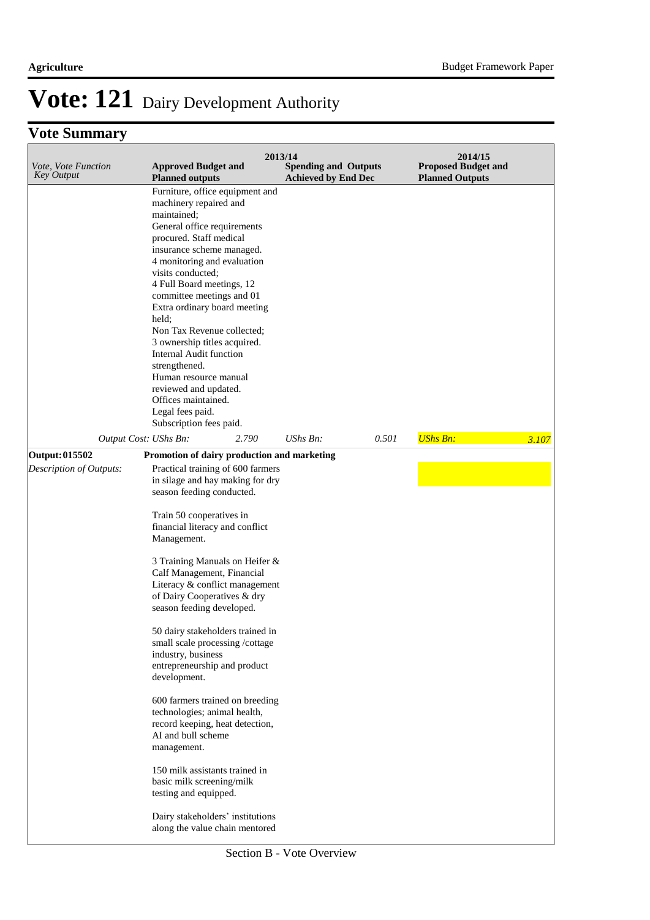# Vote: 121 Dairy Development Authority

## Vote Summary

| Vote, Vote Function Key Output | 2013/14 Approved Budget and Planned outputs | 2013/14 Spending and Outputs Achieved by End Dec | 2014/15 Proposed Budget and Planned Outputs |
|---|---|---|---|
| | Furniture, office equipment and machinery repaired and maintained;<br>General office requirements procured. Staff medical insurance scheme managed.<br>4 monitoring and evaluation visits conducted;<br>4 Full Board meetings, 12 committee meetings and 01 Extra ordinary board meeting held;<br>Non Tax Revenue collected;<br>3 ownership titles acquired.<br>Internal Audit function strengthened.<br>Human resource manual reviewed and updated.<br>Offices maintained.<br>Legal fees paid.<br>Subscription fees paid. | | |
| *Output Cost:* | *UShs Bn:* 2.790 | *UShs Bn:* 0.501 | *UShs Bn:* 3.107 |
| **Output: 015502** | **Promotion of dairy production and marketing** | | |
| *Description of Outputs:* | Practical training of 600 farmers in silage and hay making for dry season feeding conducted.<br><br>Train 50 cooperatives in financial literacy and conflict Management.<br><br>3 Training Manuals on Heifer & Calf Management, Financial Literacy & conflict management of Dairy Cooperatives & dry season feeding developed.<br><br>50 dairy stakeholders trained in small scale processing /cottage industry, business entrepreneurship and product development.<br><br>600 farmers trained on breeding technologies; animal health, record keeping, heat detection, AI and bull scheme management.<br><br>150 milk assistants trained in basic milk screening/milk testing and equipped.<br><br>Dairy stakeholders' institutions along the value chain mentored | | |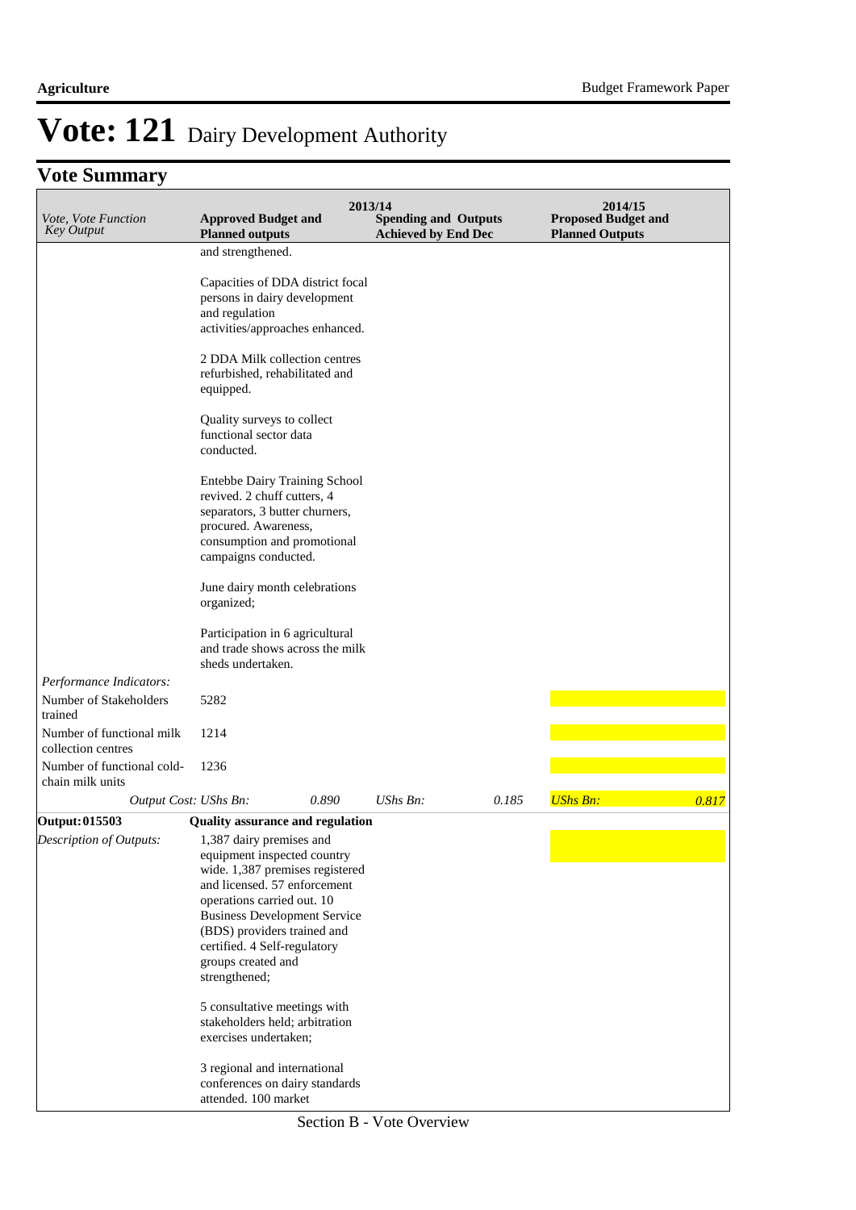# Vote: 121 Dairy Development Authority

## Vote Summary

| *Vote, Vote Function Key Output* | 2013/14 Approved Budget and Planned outputs | | 2013/14 Spending and Outputs Achieved by End Dec | | 2014/15 Proposed Budget and Planned Outputs | |
|---|---|---|---|---|---|---|
| | and strengthened.<br><br>Capacities of DDA district focal persons in dairy development and regulation activities/approaches enhanced.<br><br>2 DDA Milk collection centres refurbished, rehabilitated and equipped.<br><br>Quality surveys to collect functional sector data conducted.<br><br>Entebbe Dairy Training School revived. 2 chuff cutters, 4 separators, 3 butter churners, procured. Awareness, consumption and promotional campaigns conducted.<br><br>June dairy month celebrations organized;<br><br>Participation in 6 agricultural and trade shows across the milk sheds undertaken. | | | | | |
| *Performance Indicators:* | | | | | | |
| Number of Stakeholders trained | 5282 | | | | | |
| Number of functional milk collection centres | 1214 | | | | | |
| Number of functional cold-chain milk units | 1236 | | | | | |
| *Output Cost:* | *UShs Bn:* | *0.890* | *UShs Bn:* | *0.185* | *UShs Bn:* | *0.817* |
| **Output: 015503** | **Quality assurance and regulation** | | | | | |
| *Description of Outputs:* | 1,387 dairy premises and equipment inspected country wide. 1,387 premises registered and licensed. 57 enforcement operations carried out. 10 Business Development Service (BDS) providers trained and certified. 4 Self-regulatory groups created and strengthened;<br><br>5 consultative meetings with stakeholders held; arbitration exercises undertaken;<br><br>3 regional and international conferences on dairy standards attended. 100 market | | | | | |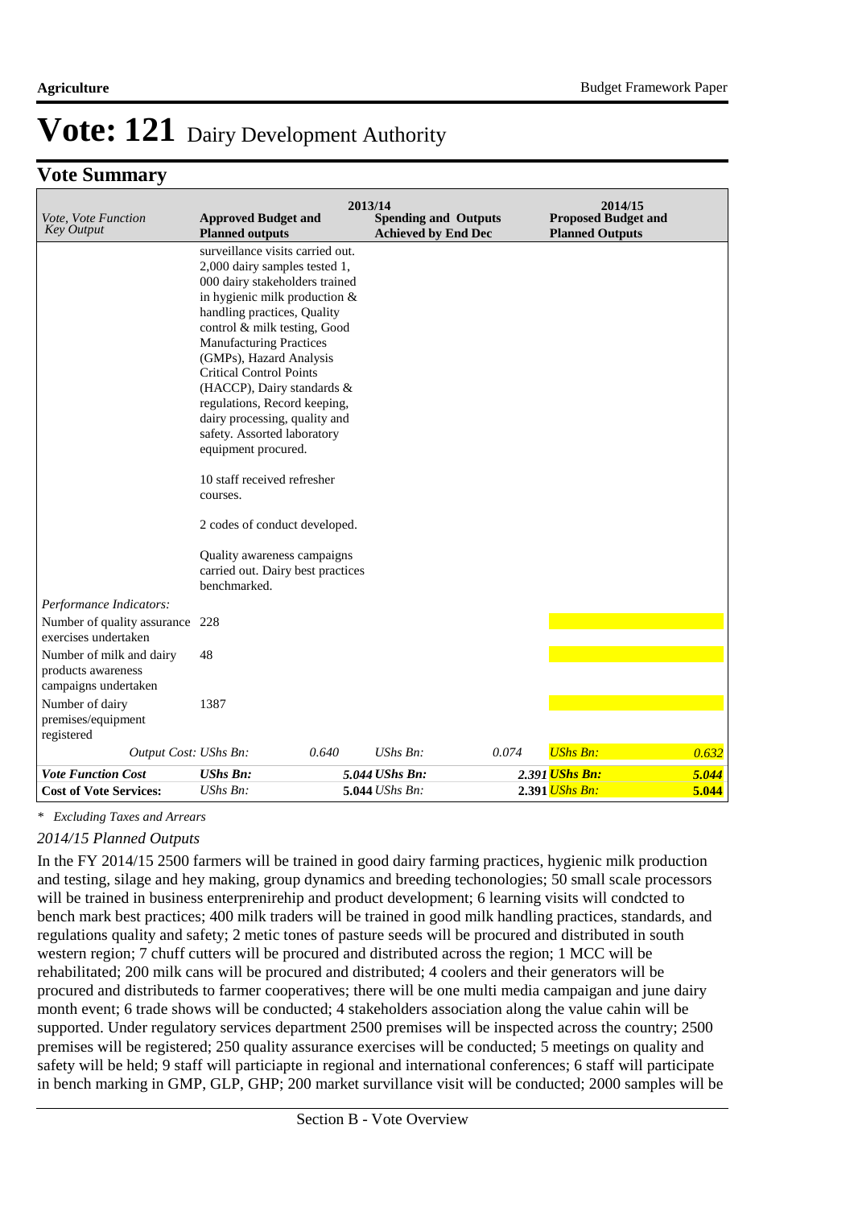# Vote: 121 Dairy Development Authority

## Vote Summary

| *Vote, Vote Function Key Output* | 2013/14 **Approved Budget and Planned outputs** | | **Spending and Outputs Achieved by End Dec** | | 2014/15 **Proposed Budget and Planned Outputs** | |
|---|---|---|---|---|---|---|
| | surveillance visits carried out. 2,000 dairy samples tested 1, 000 dairy stakeholders trained in hygienic milk production & handling practices, Quality control & milk testing, Good Manufacturing Practices (GMPs), Hazard Analysis Critical Control Points (HACCP), Dairy standards & regulations, Record keeping, dairy processing, quality and safety. Assorted laboratory equipment procured.<br><br>10 staff received refresher courses.<br><br>2 codes of conduct developed.<br><br>Quality awareness campaigns carried out. Dairy best practices benchmarked. | | | | | |
| *Performance Indicators:* | | | | | | |
| Number of quality assurance exercises undertaken | 228 | | | | | |
| Number of milk and dairy products awareness campaigns undertaken | 48 | | | | | |
| Number of dairy premises/equipment registered | 1387 | | | | | |
| *Output Cost:* | *UShs Bn:* | *0.640* | *UShs Bn:* | *0.074* | *UShs Bn:* | *0.632* |
| ***Vote Function Cost*** | ***UShs Bn:*** | | ***5.044 UShs Bn:*** | | ***2.391 UShs Bn:*** | ***5.044*** |
| **Cost of Vote Services:** | *UShs Bn:* | | **5.044** *UShs Bn:* | | **2.391** *UShs Bn:* | **5.044** |

*\* Excluding Taxes and Arrears*

*2014/15 Planned Outputs*

In the FY 2014/15 2500 farmers will be trained in good dairy farming practices, hygienic milk production and testing, silage and hey making, group dynamics and breeding techonologies; 50 small scale processors will be trained in business enterprenirehip and product development; 6 learning visits will condcted to bench mark best practices; 400 milk traders will be trained in good milk handling practices, standards, and regulations quality and safety; 2 metic tones of pasture seeds will be procured and distributed in south western region; 7 chuff cutters will be procured and distributed across the region; 1 MCC will be rehabilitated; 200 milk cans will be procured and distributed; 4 coolers and their generators will be procured and distributeds to farmer cooperatives; there will be one multi media campaigan and june dairy month event; 6 trade shows will be conducted; 4 stakeholders association along the value cahin will be supported. Under regulatory services department 2500 premises will be inspected across the country; 2500 premises will be registered; 250 quality assurance exercises will be conducted; 5 meetings on quality and safety will be held; 9 staff will particiapte in regional and international conferences; 6 staff will participate in bench marking in GMP, GLP, GHP; 200 market survillance visit will be conducted; 2000 samples will be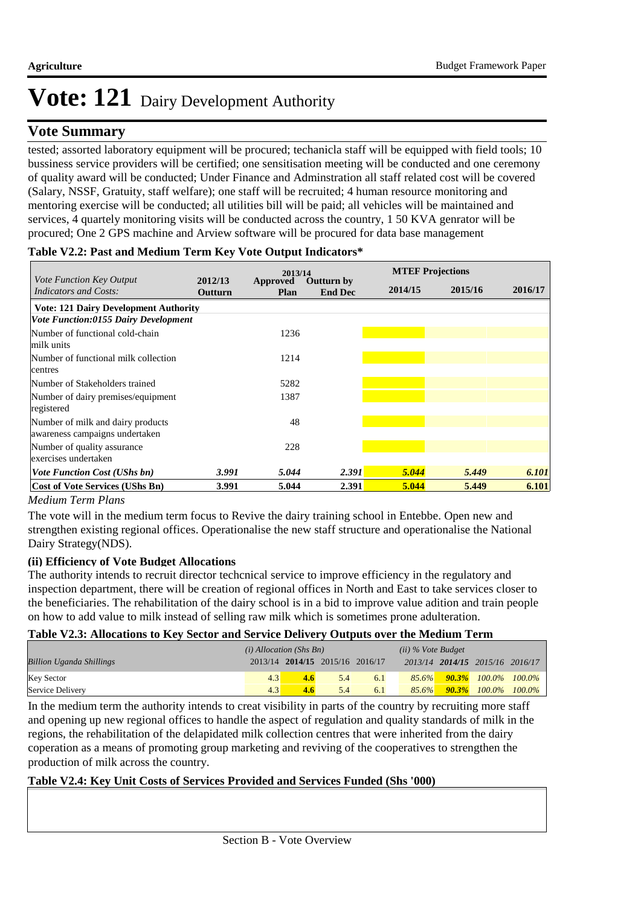# Vote: 121 Dairy Development Authority

## Vote Summary

tested; assorted laboratory equipment will be procured; techanicla staff will be equipped with field tools; 10 bussiness service providers will be certified; one sensitisation meeting will be conducted and one ceremony of quality award will be conducted; Under Finance and Adminstration all staff related cost will be covered (Salary, NSSF, Gratuity, staff welfare); one staff will be recruited; 4 human resource monitoring and mentoring exercise will be conducted; all utilities bill will be paid; all vehicles will be maintained and services, 4 quartely monitoring visits will be conducted across the country, 1 50 KVA genrator will be procured; One 2 GPS machine and Arview software will be procured for data base management

**Table V2.2: Past and Medium Term Key Vote Output Indicators***

| *Vote Function Key Output Indicators and Costs:* | 2012/13 Outturn | 2013/14 Approved Plan | 2013/14 Outturn by End Dec | MTEF Projections 2014/15 | 2015/16 | 2016/17 |
|---|---|---|---|---|---|---|
| **Vote: 121 Dairy Development Authority** | | | | | | |
| ***Vote Function:0155 Dairy Development*** | | | | | | |
| Number of functional cold-chain milk units | | 1236 | | | | |
| Number of functional milk collection centres | | 1214 | | | | |
| Number of Stakeholders trained | | 5282 | | | | |
| Number of dairy premises/equipment registered | | 1387 | | | | |
| Number of milk and dairy products awareness campaigns undertaken | | 48 | | | | |
| Number of quality assurance exercises undertaken | | 228 | | | | |
| ***Vote Function Cost (UShs bn)*** | ***3.991*** | ***5.044*** | ***2.391*** | ***5.044*** | ***5.449*** | ***6.101*** |
| **Cost of Vote Services (UShs Bn)** | **3.991** | **5.044** | **2.391** | **5.044** | **5.449** | **6.101** |

*Medium Term Plans*

The vote will in the medium term focus to Revive the dairy training school in Entebbe. Open new and strengthen existing regional offices. Operationalise the new staff structure and operationalise the National Dairy Strategy(NDS).

**(ii) Efficiency of Vote Budget Allocations**

The authority intends to recruit director techcnical service to improve efficiency in the regulatory and inspection department, there will be creation of regional offices in North and East to take services closer to the beneficiaries. The rehabilitation of the dairy school is in a bid to improve value adition and train people on how to add value to milk instead of selling raw milk which is sometimes prone adulteration.

**Table V2.3: Allocations to Key Sector and Service Delivery Outputs over the Medium Term**

| *Billion Uganda Shillings* | *(i) Allocation (Shs Bn)* 2013/14 | **2014/15** | 2015/16 | 2016/17 | *(ii) % Vote Budget* 2013/14 | **2014/15** | 2015/16 | 2016/17 |
|---|---|---|---|---|---|---|---|---|
| Key Sector | 4.3 | **4.6** | 5.4 | 6.1 | *85.6%* | ***90.3%*** | *100.0%* | *100.0%* |
| Service Delivery | 4.3 | **4.6** | 5.4 | 6.1 | *85.6%* | ***90.3%*** | *100.0%* | *100.0%* |

In the medium term the authority intends to creat visibility in parts of the country by recruiting more staff and opening up new regional offices to handle the aspect of regulation and quality standards of milk in the regions, the rehabilitation of the delapidated milk collection centres that were inherited from the dairy coperation as a means of promoting group marketing and reviving of the cooperatives to strengthen the production of milk across the country.

**Table V2.4: Key Unit Costs of Services Provided and Services Funded (Shs '000)**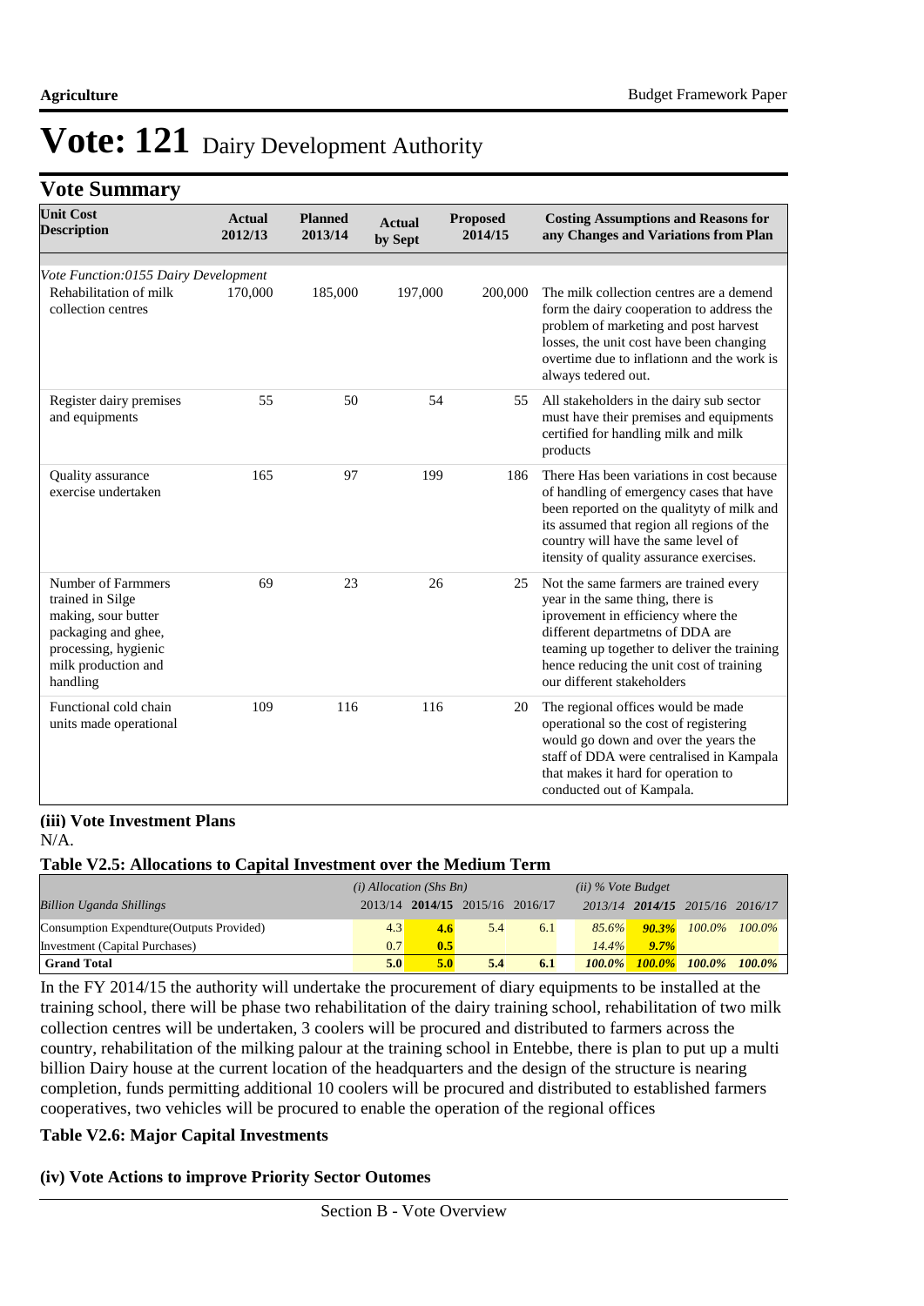# Vote: 121 Dairy Development Authority

## Vote Summary

| Unit Cost Description | Actual 2012/13 | Planned 2013/14 | Actual by Sept | Proposed 2014/15 | Costing Assumptions and Reasons for any Changes and Variations from Plan |
|---|---|---|---|---|---|
| *Vote Function:0155 Dairy Development* | | | | | |
| Rehabilitation of milk collection centres | 170,000 | 185,000 | 197,000 | 200,000 | The milk collection centres are a demend form the dairy cooperation to address the problem of marketing and post harvest losses, the unit cost have been changing overtime due to inflationn and the work is always tedered out. |
| Register dairy premises and equipments | 55 | 50 | 54 | 55 | All stakeholders in the dairy sub sector must have their premises and equipments certified for handling milk and milk products |
| Quality assurance exercise undertaken | 165 | 97 | 199 | 186 | There Has been variations in cost because of handling of emergency cases that have been reported on the qualityty of milk and its assumed that region all regions of the country will have the same level of itensity of quality assurance exercises. |
| Number of Farmmers trained in Silge making, sour butter packaging and ghee, processing, hygienic milk production and handling | 69 | 23 | 26 | 25 | Not the same farmers are trained every year in the same thing, there is iprovement in efficiency where the different departmetns of DDA are teaming up together to deliver the training hence reducing the unit cost of training our different stakeholders |
| Functional cold chain units made operational | 109 | 116 | 116 | 20 | The regional offices would be made operational so the cost of registering would go down and over the years the staff of DDA were centralised in Kampala that makes it hard for operation to conducted out of Kampala. |

**(iii) Vote Investment Plans**

N/A.

**Table V2.5: Allocations to Capital Investment over the Medium Term**

| *Billion Uganda Shillings* | *(i) Allocation (Shs Bn)* 2013/14 | **2014/15** | 2015/16 | 2016/17 | *(ii) % Vote Budget* 2013/14 | **2014/15** | 2015/16 | 2016/17 |
|---|---|---|---|---|---|---|---|---|
| Consumption Expendture(Outputs Provided) | 4.3 | **4.6** | 5.4 | 6.1 | *85.6%* | ***90.3%*** | *100.0%* | *100.0%* |
| Investment (Capital Purchases) | 0.7 | **0.5** | | | *14.4%* | ***9.7%*** | | |
| **Grand Total** | **5.0** | **5.0** | **5.4** | **6.1** | ***100.0%*** | ***100.0%*** | ***100.0%*** | ***100.0%*** |

In the FY 2014/15 the authority will undertake the procurement of diary equipments to be installed at the training school, there will be phase two rehabilitation of the dairy training school, rehabilitation of two milk collection centres will be undertaken, 3 coolers will be procured and distributed to farmers across the country, rehabilitation of the milking palour at the training school in Entebbe, there is plan to put up a multi billion Dairy house at the current location of the headquarters and the design of the structure is nearing completion, funds permitting additional 10 coolers will be procured and distributed to established farmers cooperatives, two vehicles will be procured to enable the operation of the regional offices

**Table V2.6: Major Capital Investments**

**(iv) Vote Actions to improve Priority Sector Outomes**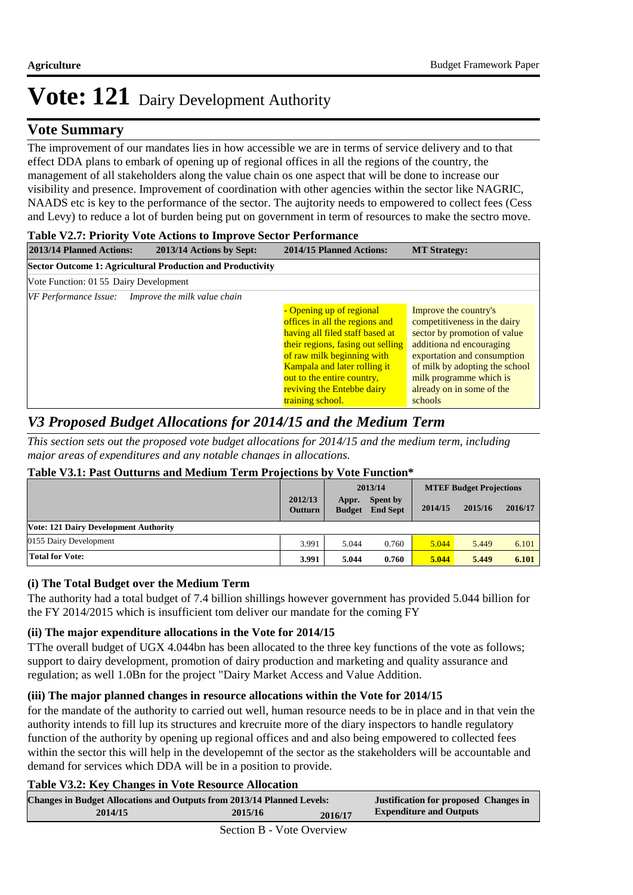# Vote: 121 Dairy Development Authority

## Vote Summary

The improvement of our mandates lies in how accessible we are in terms of service delivery and to that effect DDA plans to embark of opening up of regional offices in all the regions of the country, the management of all stakeholders along the value chain os one aspect that will be done to increase our visibility and presence. Improvement of coordination with other agencies within the sector like NAGRIC, NAADS etc is key to the performance of the sector. The aujtority needs to empowered to collect fees (Cess and Levy) to reduce a lot of burden being put on government in term of resources to make the sectro move.

**Table V2.7: Priority Vote Actions to Improve Sector Performance**

| 2013/14 Planned Actions: | 2013/14 Actions by Sept: | 2014/15 Planned Actions: | MT Strategy: |
|---|---|---|---|
| **Sector Outcome 1: Agricultural Production and Productivity** | | | |
| Vote Function: 01 55 Dairy Development | | | |
| *VF Performance Issue: Improve the milk value chain* | | | |
| | | - Opening up of regional offices in all the regions and having all filed staff based at their regions, fasing out selling of raw milk beginning with Kampala and later rolling it out to the entire country, reviving the Entebbe dairy training school. | Improve the country's competitiveness in the dairy sector by promotion of value additiona nd encouraging exportation and consumption of milk by adopting the school milk programme which is already on in some of the schools |

## *V3 Proposed Budget Allocations for 2014/15 and the Medium Term*

*This section sets out the proposed vote budget allocations for 2014/15 and the medium term, including major areas of expenditures and any notable changes in allocations.*

**Table V3.1: Past Outturns and Medium Term Projections by Vote Function\***

| | 2012/13 Outturn | 2013/14 Appr. Budget | 2013/14 Spent by End Sept | MTEF Budget Projections 2014/15 | 2015/16 | 2016/17 |
|---|---|---|---|---|---|---|
| **Vote: 121 Dairy Development Authority** | | | | | | |
| 0155 Dairy Development | 3.991 | 5.044 | 0.760 | 5.044 | 5.449 | 6.101 |
| **Total for Vote:** | **3.991** | **5.044** | **0.760** | **5.044** | **5.449** | **6.101** |

### (i) The Total Budget over the Medium Term

The authority had a total budget of 7.4 billion shillings however government has provided 5.044 billion for the FY 2014/2015 which is insufficient tom deliver our mandate for the coming FY

### (ii) The major expenditure allocations in the Vote for 2014/15

TThe overall budget of UGX 4.044bn has been allocated to the three key functions of the vote as follows; support to dairy development, promotion of dairy production and marketing and quality assurance and regulation; as well 1.0Bn for the project "Dairy Market Access and Value Addition.

### (iii) The major planned changes in resource allocations within the Vote for 2014/15

for the mandate of the authority to carried out well, human resource needs to be in place and in that vein the authority intends to fill lup its structures and krecruite more of the diary inspectors to handle regulatory function of the authority by opening up regional offices and and also being empowered to collected fees within the sector this will help in the developemnt of the sector as the stakeholders will be accountable and demand for services which DDA will be in a position to provide.

**Table V3.2: Key Changes in Vote Resource Allocation**

| Changes in Budget Allocations and Outputs from 2013/14 Planned Levels: 2014/15 | 2015/16 | 2016/17 | Justification for proposed Changes in Expenditure and Outputs |
|---|---|---|---|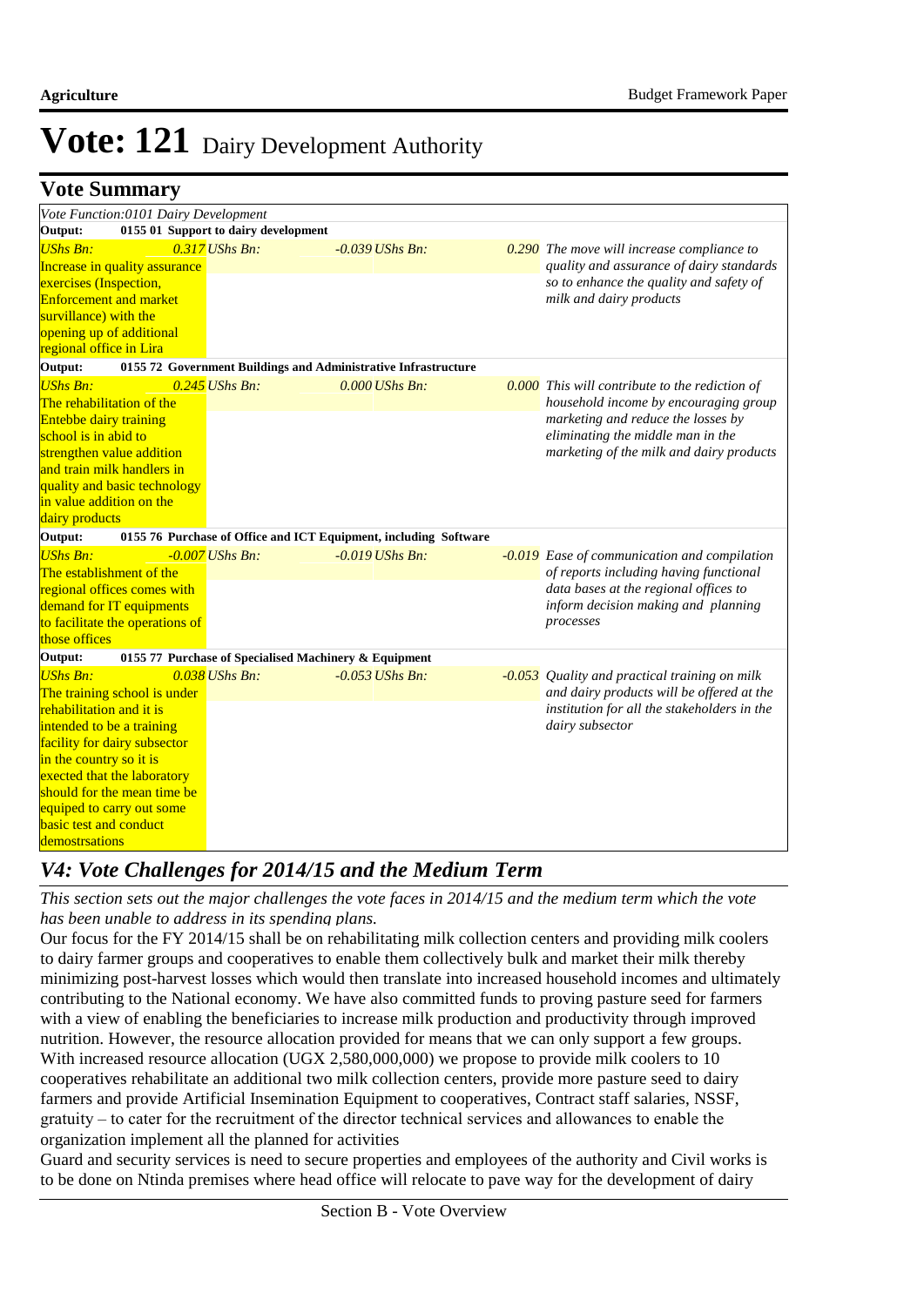# Vote: 121 Dairy Development Authority

## Vote Summary

| *Vote Function:0101 Dairy Development* | | | |
|---|---|---|---|
| **Output:** | **0155 01 Support to dairy development** | | |
| *UShs Bn:* Increase in quality assurance exercises (Inspection, Enforcement and market survillance) with the opening up of additional regional office in Lira | *0.317 UShs Bn:* | *-0.039 UShs Bn:* | *0.290 The move will increase compliance to quality and assurance of dairy standards so to enhance the quality and safety of milk and dairy products* |
| **Output:** | **0155 72 Government Buildings and Administrative Infrastructure** | | |
| *UShs Bn:* The rehabilitation of the Entebbe dairy training school is in abid to strengthen value addition and train milk handlers in quality and basic technology in value addition on the dairy products | *0.245 UShs Bn:* | *0.000 UShs Bn:* | *0.000 This will contribute to the rediction of household income by encouraging group marketing and reduce the losses by eliminating the middle man in the marketing of the milk and dairy products* |
| **Output:** | **0155 76 Purchase of Office and ICT Equipment, including Software** | | |
| *UShs Bn:* The establishment of the regional offices comes with demand for IT equipments to facilitate the operations of those offices | *-0.007 UShs Bn:* | *-0.019 UShs Bn:* | *-0.019 Ease of communication and compilation of reports including having functional data bases at the regional offices to inform decision making and planning processes* |
| **Output:** | **0155 77 Purchase of Specialised Machinery & Equipment** | | |
| *UShs Bn:* The training school is under rehabilitation and it is intended to be a training facility for dairy subsector in the country so it is exected that the laboratory should for the mean time be equiped to carry out some basic test and conduct demostrsations | *0.038 UShs Bn:* | *-0.053 UShs Bn:* | *-0.053 Quality and practical training on milk and dairy products will be offered at the institution for all the stakeholders in the dairy subsector* |

## *V4: Vote Challenges for 2014/15 and the Medium Term*

*This section sets out the major challenges the vote faces in 2014/15 and the medium term which the vote has been unable to address in its spending plans.*

Our focus for the FY 2014/15 shall be on rehabilitating milk collection centers and providing milk coolers to dairy farmer groups and cooperatives to enable them collectively bulk and market their milk thereby minimizing post-harvest losses which would then translate into increased household incomes and ultimately contributing to the National economy. We have also committed funds to proving pasture seed for farmers with a view of enabling the beneficiaries to increase milk production and productivity through improved nutrition. However, the resource allocation provided for means that we can only support a few groups. With increased resource allocation (UGX 2,580,000,000) we propose to provide milk coolers to 10 cooperatives rehabilitate an additional two milk collection centers, provide more pasture seed to dairy farmers and provide Artificial Insemination Equipment to cooperatives, Contract staff salaries, NSSF, gratuity – to cater for the recruitment of the director technical services and allowances to enable the organization implement all the planned for activities

Guard and security services is need to secure properties and employees of the authority and Civil works is to be done on Ntinda premises where head office will relocate to pave way for the development of dairy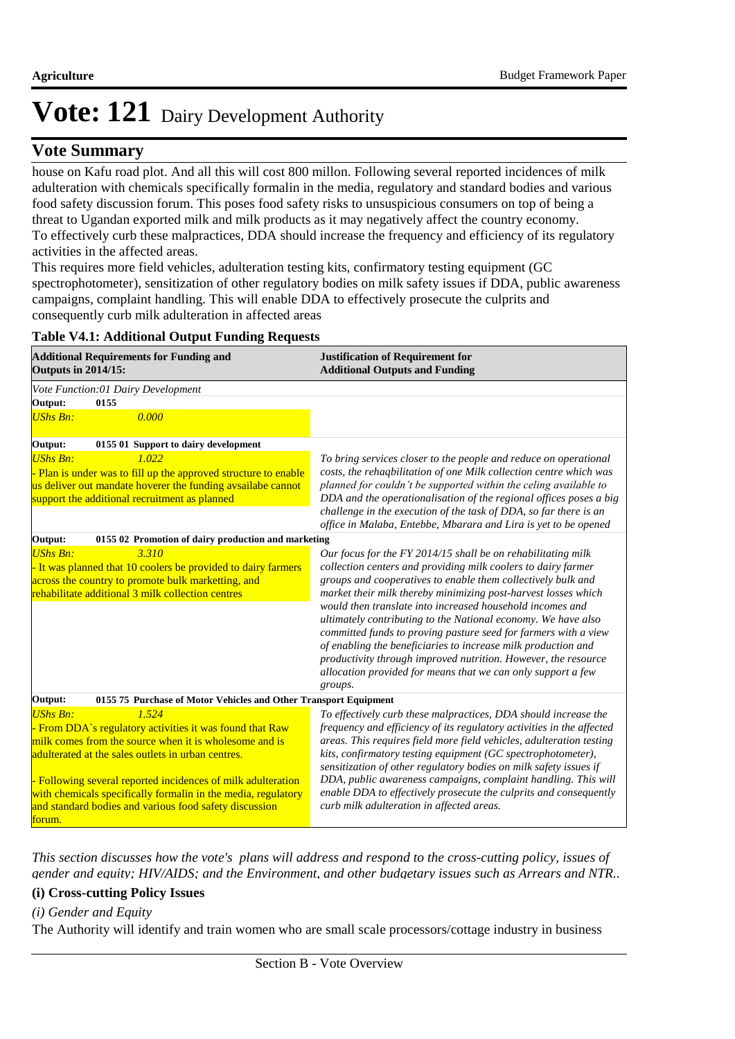# Vote: 121 Dairy Development Authority

## Vote Summary

house on Kafu road plot. And all this will cost 800 millon. Following several reported incidences of milk adulteration with chemicals specifically formalin in the media, regulatory and standard bodies and various food safety discussion forum. This poses food safety risks to unsuspicious consumers on top of being a threat to Ugandan exported milk and milk products as it may negatively affect the country economy. To effectively curb these malpractices, DDA should increase the frequency and efficiency of its regulatory activities in the affected areas.

This requires more field vehicles, adulteration testing kits, confirmatory testing equipment (GC spectrophotometer), sensitization of other regulatory bodies on milk safety issues if DDA, public awareness campaigns, complaint handling. This will enable DDA to effectively prosecute the culprits and consequently curb milk adulteration in affected areas

**Table V4.1: Additional Output Funding Requests**

| Additional Requirements for Funding and Outputs in 2014/15: | Justification of Requirement for Additional Outputs and Funding |
|---|---|
| *Vote Function:01 Dairy Development* | |
| **Output: 0155** | |
| *UShs Bn: 0.000* | |
| **Output: 0155 01 Support to dairy development** | |
| *UShs Bn: 1.022*<br>- Plan is under was to fill up the approved structure to enable us deliver out mandate hoverer the funding avsailabe cannot support the additional recruitment as planned | *To bring services closer to the people and reduce on operational costs, the rehaqbilitation of one Milk collection centre which was planned for couldn't be supported within the celing available to DDA and the operationalisation of the regional offices poses a big challenge in the execution of the task of DDA, so far there is an office in Malaba, Entebbe, Mbarara and Lira is yet to be opened* |
| **Output: 0155 02 Promotion of dairy production and marketing** | |
| *UShs Bn: 3.310*<br>- It was planned that 10 coolers be provided to dairy farmers across the country to promote bulk marketting, and rehabilitate additional 3 milk collection centres | *Our focus for the FY 2014/15 shall be on rehabilitating milk collection centers and providing milk coolers to dairy farmer groups and cooperatives to enable them collectively bulk and market their milk thereby minimizing post-harvest losses which would then translate into increased household incomes and ultimately contributing to the National economy. We have also committed funds to proving pasture seed for farmers with a view of enabling the beneficiaries to increase milk production and productivity through improved nutrition. However, the resource allocation provided for means that we can only support a few groups.* |
| **Output: 0155 75 Purchase of Motor Vehicles and Other Transport Equipment** | |
| *UShs Bn: 1.524*<br>- From DDA`s regulatory activities it was found that Raw milk comes from the source when it is wholesome and is adulterated at the sales outlets in urban centres.<br><br>- Following several reported incidences of milk adulteration with chemicals specifically formalin in the media, regulatory and standard bodies and various food safety discussion forum. | *To effectively curb these malpractices, DDA should increase the frequency and efficiency of its regulatory activities in the affected areas. This requires field more field vehicles, adulteration testing kits, confirmatory testing equipment (GC spectrophotometer), sensitization of other regulatory bodies on milk safety issues if DDA, public awareness campaigns, complaint handling. This will enable DDA to effectively prosecute the culprits and consequently curb milk adulteration in affected areas.* |

*This section discusses how the vote's plans will address and respond to the cross-cutting policy, issues of gender and equity; HIV/AIDS; and the Environment, and other budgetary issues such as Arrears and NTR..*

### (i) Cross-cutting Policy Issues

*(i) Gender and Equity*

The Authority will identify and train women who are small scale processors/cottage industry in business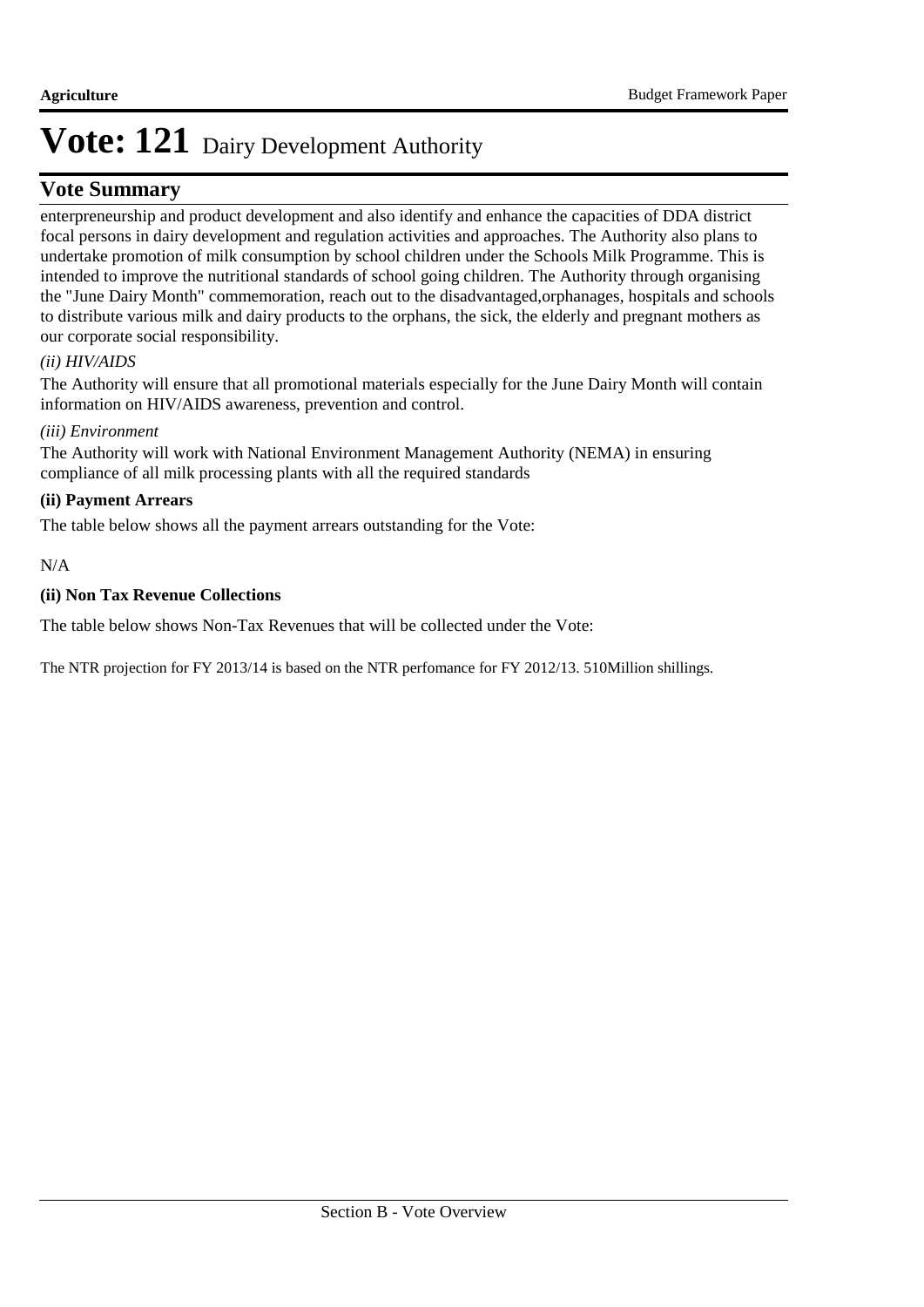# Vote: 121 Dairy Development Authority

## Vote Summary

enterpreneurship and product development and also identify and enhance the capacities of DDA district focal persons in dairy development and regulation activities and approaches. The Authority also plans to undertake promotion of milk consumption by school children under the Schools Milk Programme. This is intended to improve the nutritional standards of school going children. The Authority through organising the "June Dairy Month" commemoration, reach out to the disadvantaged,orphanages, hospitals and schools to distribute various milk and dairy products to the orphans, the sick, the elderly and pregnant mothers as our corporate social responsibility.

*(ii) HIV/AIDS*

The Authority will ensure that all promotional materials especially for the June Dairy Month will contain information on HIV/AIDS awareness, prevention and control.

*(iii) Environment*

The Authority will work with National Environment Management Authority (NEMA) in ensuring compliance of all milk processing plants with all the required standards

**(ii) Payment Arrears**

The table below shows all the payment arrears outstanding for the Vote:

N/A

**(ii) Non Tax Revenue Collections**

The table below shows Non-Tax Revenues that will be collected under the Vote:

The NTR projection for FY 2013/14 is based on the NTR perfomance for FY 2012/13. 510Million shillings.